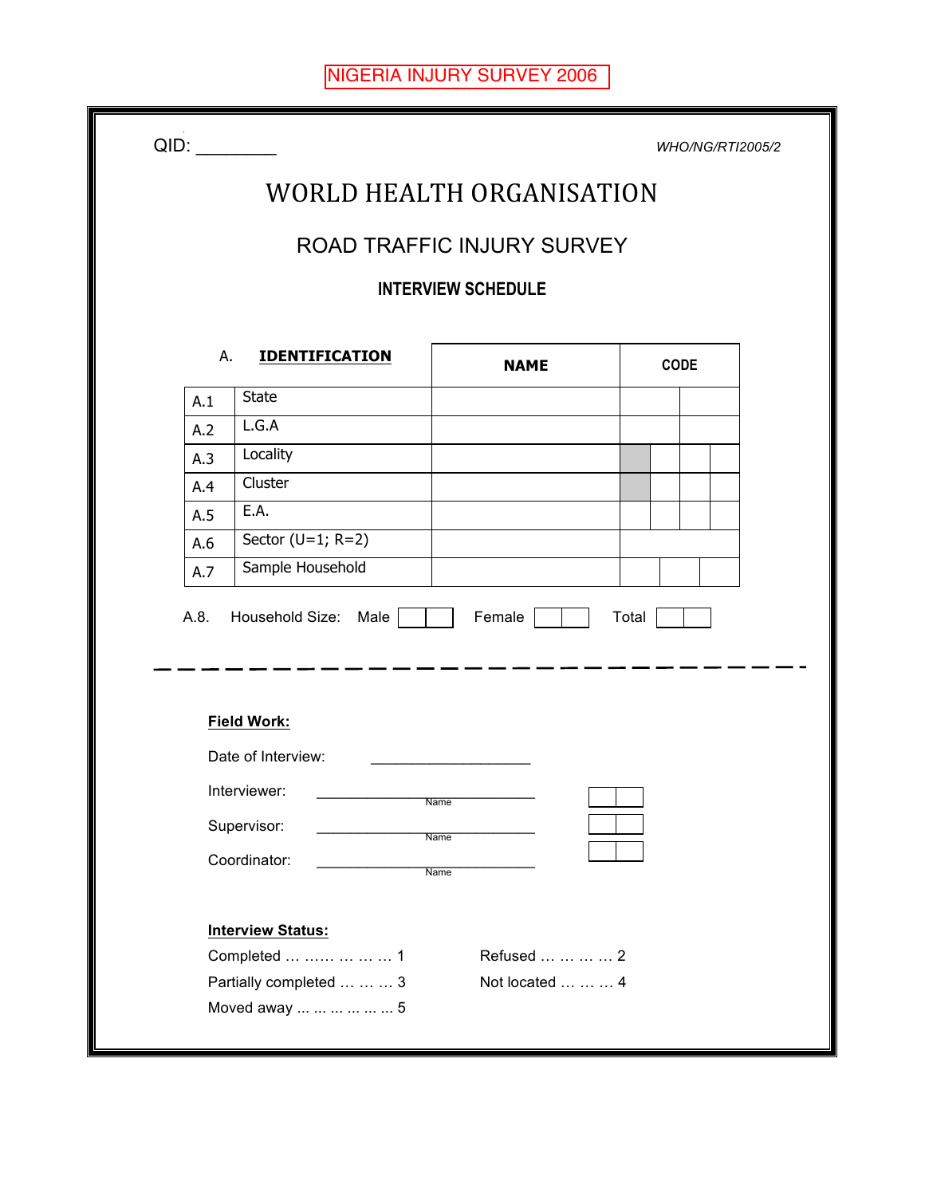NIGERIA INJURY SURVEY 2006

QID: ________

*WHO/NG/RTI2005/2*

# WORLD HEALTH ORGANISATION

## ROAD TRAFFIC INJURY SURVEY

### INTERVIEW SCHEDULE

| A. | **IDENTIFICATION** | **NAME** | **CODE** |
|---|---|---|---|
| A.1 | State | | |
| A.2 | L.G.A | | |
| A.3 | Locality | | |
| A.4 | Cluster | | |
| A.5 | E.A. | | |
| A.6 | Sector (U=1; R=2) | | |
| A.7 | Sample Household | | |

A.8. Household Size: Male ☐☐ Female ☐☐ Total ☐☐

---

**Field Work:**

Date of Interview: ____________________

Interviewer: ______________________________ ☐☐
Name

Supervisor: ______________________________ ☐☐
Name

Coordinator: ______________________________ ☐☐
Name

**Interview Status:**

Completed … …… … … … 1

Refused … … … … 2

Partially completed … … … 3

Not located … … … 4

Moved away ... ... ... ... ... ... 5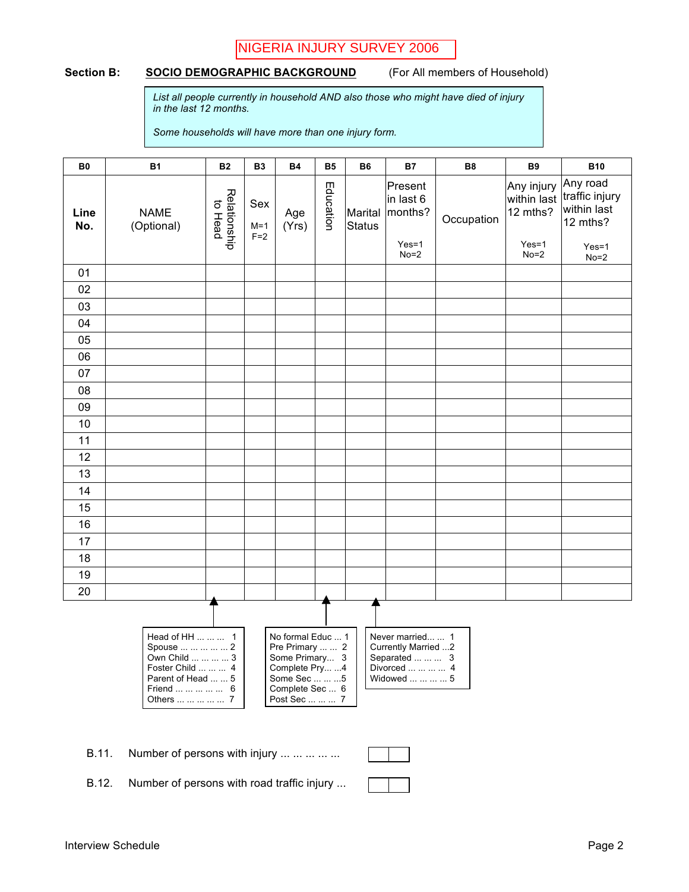NIGERIA INJURY SURVEY 2006

**Section B:** **SOCIO DEMOGRAPHIC BACKGROUND** (For All members of Household)

*List all people currently in household AND also those who might have died of injury in the last 12 months.*

*Some households will have more than one injury form.*

| B0 | B1 | B2 | B3 | B4 | B5 | B6 | B7 | B8 | B9 | B10 |
|---|---|---|---|---|---|---|---|---|---|---|
| **Line No.** | NAME (Optional) | Relationship to Head | Sex M=1 F=2 | Age (Yrs) | Education | Marital Status | Present in last 6 months? Yes=1 No=2 | Occupation | Any injury within last 12 mths? Yes=1 No=2 | Any road traffic injury within last 12 mths? Yes=1 No=2 |
| 01 | | | | | | | | | | |
| 02 | | | | | | | | | | |
| 03 | | | | | | | | | | |
| 04 | | | | | | | | | | |
| 05 | | | | | | | | | | |
| 06 | | | | | | | | | | |
| 07 | | | | | | | | | | |
| 08 | | | | | | | | | | |
| 09 | | | | | | | | | | |
| 10 | | | | | | | | | | |
| 11 | | | | | | | | | | |
| 12 | | | | | | | | | | |
| 13 | | | | | | | | | | |
| 14 | | | | | | | | | | |
| 15 | | | | | | | | | | |
| 16 | | | | | | | | | | |
| 17 | | | | | | | | | | |
| 18 | | | | | | | | | | |
| 19 | | | | | | | | | | |
| 20 | | | | | | | | | | |

**B2 – Relationship to Head:**
- Head of HH ... ... ... 1
- Spouse ... ... ... ... ... 2
- Own Child ... ... ... ... 3
- Foster Child ... ... ... 4
- Parent of Head ... ... 5
- Friend ... ... ... ... ... 6
- Others ... ... ... ... ... 7

**B5 – Education:**
- No formal Educ ... 1
- Pre Primary ... ... 2
- Some Primary... 3
- Complete Pry... ...4
- Some Sec ... ... ...5
- Complete Sec ... 6
- Post Sec ... ... ... 7

**B6 – Marital Status:**
- Never married... ... 1
- Currently Married ...2
- Separated ... ... ... 3
- Divorced ... ... ... ... 4
- Widowed ... ... ... ... 5

B.11. Number of persons with injury ... ... ... ... ... [ | ]

B.12. Number of persons with road traffic injury ... [ | ]

Interview Schedule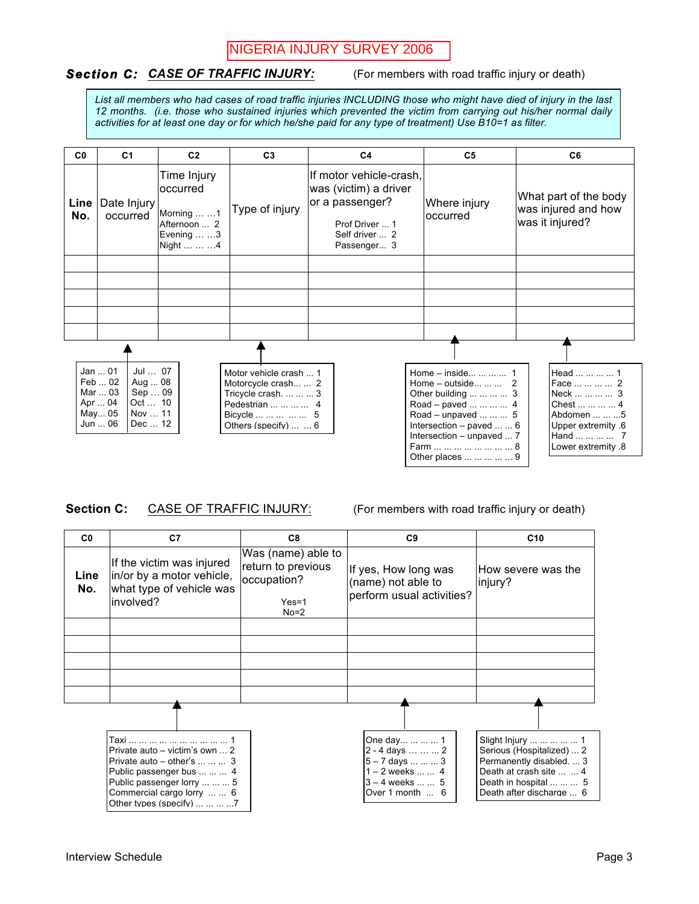NIGERIA INJURY SURVEY 2006

## Section C: CASE OF TRAFFIC INJURY: (For members with road traffic injury or death)

*List all members who had cases of road traffic injuries INCLUDING those who might have died of injury in the last 12 months. (i.e. those who sustained injuries which prevented the victim from carrying out his/her normal daily activities for at least one day or for which he/she paid for any type of treatment) Use B10=1 as filter.*

| C0 | C1 | C2 | C3 | C4 | C5 | C6 |
|---|---|---|---|---|---|---|
| Line No. | Date Injury occurred | Time Injury occurred<br>Morning … …1<br>Afternoon ... 2<br>Evening … …3<br>Night … … …4 | Type of injury | If motor vehicle-crash, was (victim) a driver or a passenger?<br>Prof Driver ... 1<br>Self driver ... 2<br>Passenger... 3 | Where injury occurred | What part of the body was injured and how was it injured? |
| | | | | | | |
| | | | | | | |
| | | | | | | |
| | | | | | | |
| | | | | | | |

**C1 codes:**

| | |
|---|---|
| Jan ... 01 | Jul … 07 |
| Feb ... 02 | Aug ... 08 |
| Mar ... 03 | Sep … 09 |
| Apr ... 04 | Oct … 10 |
| May... 05 | Nov … 11 |
| Jun ... 06 | Dec … 12 |

**C3 codes:**

- Motor vehicle crash ... 1
- Motorcycle crash... ... 2
- Tricycle crash. ... ... ... 3
- Pedestrian ... ... ... ... 4
- Bicycle ... ... ... ... ... 5
- Others (specify) ... ... 6

**C5 codes:**

- Home – inside... ... ... ... 1
- Home – outside... ... ... 2
- Other building ... ... ... ... 3
- Road – paved ... ... ... ... 4
- Road – unpaved ... ... ... 5
- Intersection – paved ... ... 6
- Intersection – unpaved ... 7
- Farm ... ... ... ... ... ... ... ... 8
- Other places ... ... ... ... ... 9

**C6 codes:**

- Head ... ... ... ... 1
- Face ... ... ... ... 2
- Neck ... ... ... ... 3
- Chest ... ... ... ... 4
- Abdomen ... ... ...5
- Upper extremity .6
- Hand ... ... ... ... 7
- Lower extremity .8

## Section C: CASE OF TRAFFIC INJURY: (For members with road traffic injury or death)

| C0 | C7 | C8 | C9 | C10 |
|---|---|---|---|---|
| Line No. | If the victim was injured in/or by a motor vehicle, what type of vehicle was involved? | Was (name) able to return to previous occupation?<br>Yes=1<br>No=2 | If yes, How long was (name) not able to perform usual activities? | How severe was the injury? |
| | | | | |
| | | | | |
| | | | | |
| | | | | |
| | | | | |

**C7 codes:**

- Taxi ... ... ... ... ... ... ... ... ... ... 1
- Private auto – victim's own ... 2
- Private auto – other's ... ... ... 3
- Public passenger bus ... ... ... 4
- Public passenger lorry ... ... ... 5
- Commercial cargo lorry ... ... 6
- Other types (specify) ... ... ... ...7

**C9 codes:**

- One day... ... ... ... 1
- 2 - 4 days … … ... 2
- 5 – 7 days ... ... ... 3
- 1 – 2 weeks ... ... 4
- 3 – 4 weeks ... ... 5
- Over 1 month ... 6

**C10 codes:**

- Slight Injury ... ... ... ... ... 1
- Serious (Hospitalized) ... 2
- Permanently disabled. ... 3
- Death at crash site ... ... 4
- Death in hospital ... ... ... 5
- Death after discharge ... 6

Interview Schedule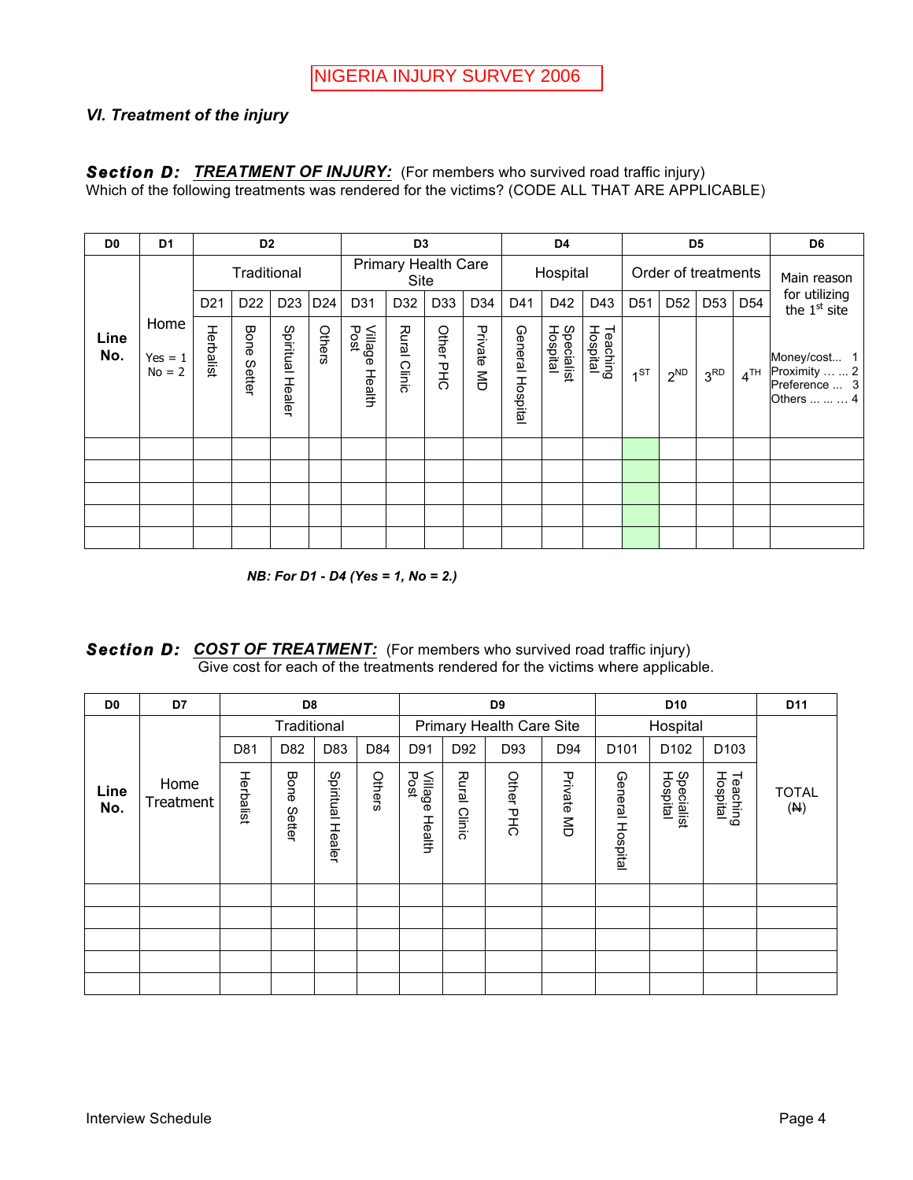NIGERIA INJURY SURVEY 2006

### *VI. Treatment of the injury*

***Section D:*** ***TREATMENT OF INJURY:*** (For members who survived road traffic injury)
Which of the following treatments was rendered for the victims? (CODE ALL THAT ARE APPLICABLE)

| D0 | D1 | D2 | | | | D3 | | | | D4 | | | D5 | | | | D6 |
|---|---|---|---|---|---|---|---|---|---|---|---|---|---|---|---|---|---|
| Line No. | Home<br>Yes = 1<br>No = 2 | Traditional | | | | Primary Health Care Site | | | | Hospital | | | Order of treatments | | | | Main reason for utilizing the 1st site<br>Money/cost... 1<br>Proximity … … 2<br>Preference … 3<br>Others … … … 4 |
| | | D21 | D22 | D23 | D24 | D31 | D32 | D33 | D34 | D41 | D42 | D43 | D51 | D52 | D53 | D54 | |
| | | Herbalist | Bone Setter | Spiritual Healer | Others | Village Health Post | Rural Clinic | Other PHC | Private MD | General Hospital | Specialist Hospital | Teaching Hospital | 1ST | 2ND | 3RD | 4TH | |
| | | | | | | | | | | | | | | | | | |
| | | | | | | | | | | | | | | | | | |
| | | | | | | | | | | | | | | | | | |
| | | | | | | | | | | | | | | | | | |
| | | | | | | | | | | | | | | | | | |

***NB: For D1 - D4 (Yes = 1, No = 2.)***

***Section D:*** ***COST OF TREATMENT:*** (For members who survived road traffic injury)
Give cost for each of the treatments rendered for the victims where applicable.

| D0 | D7 | D8 | | | | D9 | | | | D10 | | | D11 |
|---|---|---|---|---|---|---|---|---|---|---|---|---|---|
| Line No. | Home Treatment | Traditional | | | | Primary Health Care Site | | | | Hospital | | | TOTAL (₦) |
| | | D81 | D82 | D83 | D84 | D91 | D92 | D93 | D94 | D101 | D102 | D103 | |
| | | Herbalist | Bone Setter | Spiritual Healer | Others | Village Health Post | Rural Clinic | Other PHC | Private MD | General Hospital | Specialist Hospital | Teaching Hospital | |
| | | | | | | | | | | | | | |
| | | | | | | | | | | | | | |
| | | | | | | | | | | | | | |
| | | | | | | | | | | | | | |
| | | | | | | | | | | | | | |

Interview Schedule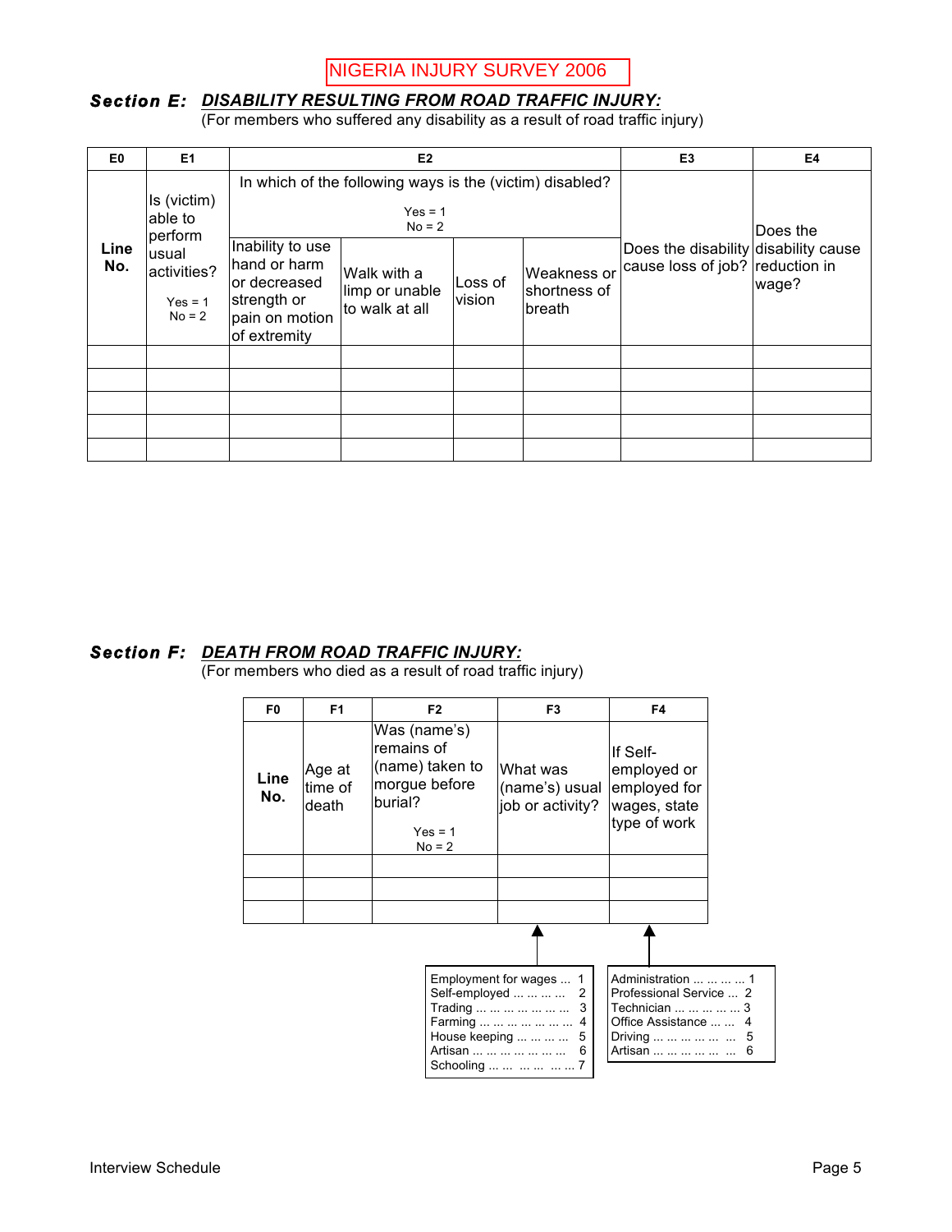NIGERIA INJURY SURVEY 2006

## Section E: *DISABILITY RESULTING FROM ROAD TRAFFIC INJURY:*

(For members who suffered any disability as a result of road traffic injury)

| E0 | E1 | E2 | | | | E3 | E4 |
|---|---|---|---|---|---|---|---|
| | | In which of the following ways is the (victim) disabled? Yes = 1 No = 2 | | | | | |
| Line No. | Is (victim) able to perform usual activities? Yes = 1 No = 2 | Inability to use hand or harm or decreased strength or pain on motion of extremity | Walk with a limp or unable to walk at all | Loss of vision | Weakness or shortness of breath | Does the disability cause loss of job? | Does the disability cause reduction in wage? |
| | | | | | | | |
| | | | | | | | |
| | | | | | | | |
| | | | | | | | |
| | | | | | | | |

## Section F: *DEATH FROM ROAD TRAFFIC INJURY:*

(For members who died as a result of road traffic injury)

| F0 | F1 | F2 | F3 | F4 |
|---|---|---|---|---|
| Line No. | Age at time of death | Was (name's) remains of (name) taken to morgue before burial? Yes = 1 No = 2 | What was (name's) usual job or activity? | If Self-employed or employed for wages, state type of work |
| | | | | |
| | | | | |
| | | | | |

F3 codes:

- Employment for wages ... 1
- Self-employed ... ... ... ... 2
- Trading ... ... ... ... ... ... ... 3
- Farming ... ... ... ... ... ... ... 4
- House keeping ... ... ... ... 5
- Artisan ... ... ... ... ... ... ... 6
- Schooling ... ... ... ... ... ... 7

F4 codes:

- Administration ... ... ... ... 1
- Professional Service ... 2
- Technician ... ... ... ... ... 3
- Office Assistance ... ... 4
- Driving ... ... ... ... ... ... 5
- Artisan ... ... ... ... ... ... 6

Interview Schedule